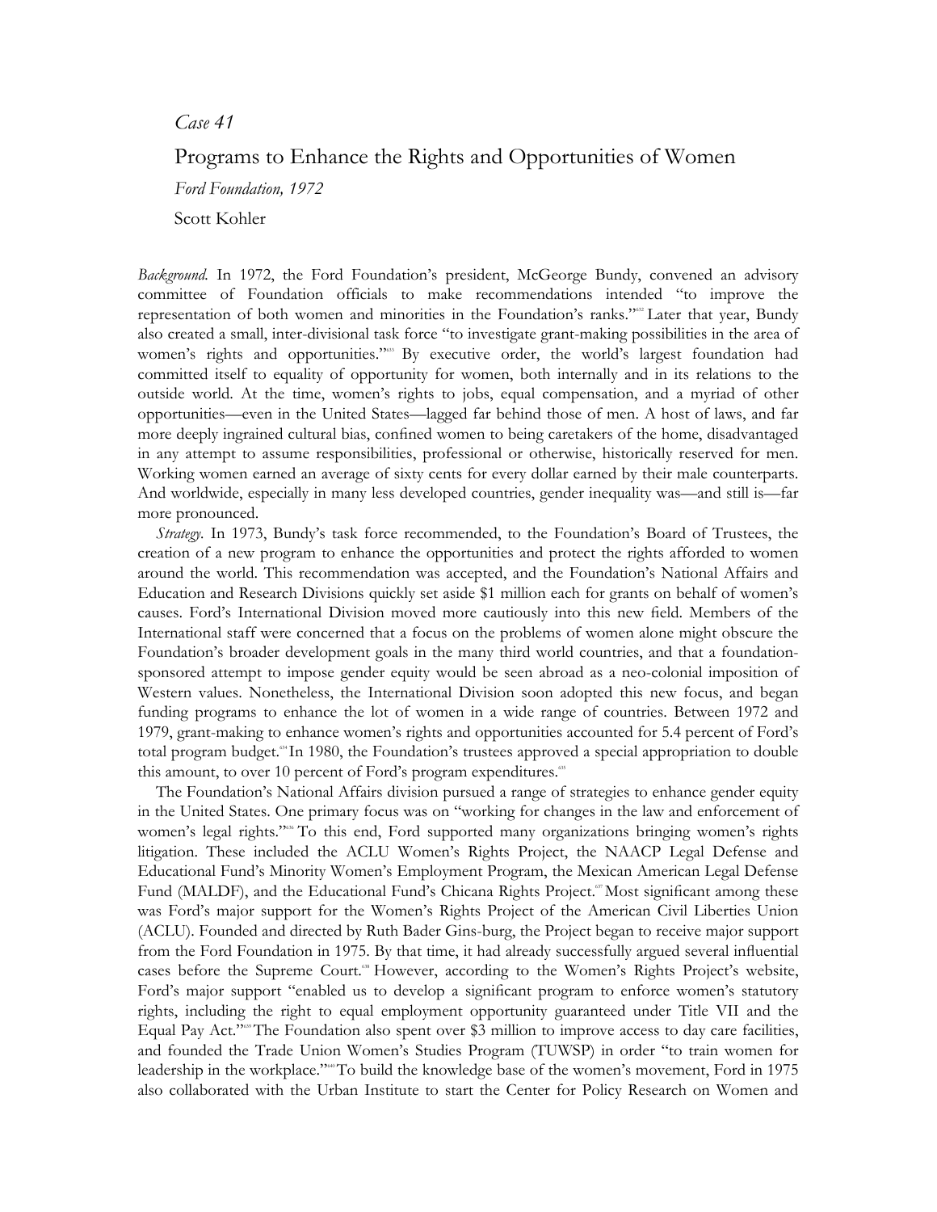*Case 41*

# Programs to Enhance the Rights and Opportunities of Women

*Ford Foundation, 1972*

Scott Kohler

*Background.* In 1972, the Ford Foundation's president, McGeorge Bundy, convened an advisory committee of Foundation officials to make recommendations intended "to improve the representation of both women and minorities in the Foundation's ranks."[632] Later that year, Bundy also created a small, inter-divisional task force "to investigate grant-making possibilities in the area of women's rights and opportunities."[633] By executive order, the world's largest foundation had committed itself to equality of opportunity for women, both internally and in its relations to the outside world. At the time, women's rights to jobs, equal compensation, and a myriad of other opportunities—even in the United States—lagged far behind those of men. A host of laws, and far more deeply ingrained cultural bias, confined women to being caretakers of the home, disadvantaged in any attempt to assume responsibilities, professional or otherwise, historically reserved for men. Working women earned an average of sixty cents for every dollar earned by their male counterparts. And worldwide, especially in many less developed countries, gender inequality was—and still is—far more pronounced.

*Strategy.* In 1973, Bundy's task force recommended, to the Foundation's Board of Trustees, the creation of a new program to enhance the opportunities and protect the rights afforded to women around the world. This recommendation was accepted, and the Foundation's National Affairs and Education and Research Divisions quickly set aside $1 million each for grants on behalf of women's causes. Ford's International Division moved more cautiously into this new field. Members of the International staff were concerned that a focus on the problems of women alone might obscure the Foundation's broader development goals in the many third world countries, and that a foundation-sponsored attempt to impose gender equity would be seen abroad as a neo-colonial imposition of Western values. Nonetheless, the International Division soon adopted this new focus, and began funding programs to enhance the lot of women in a wide range of countries. Between 1972 and 1979, grant-making to enhance women's rights and opportunities accounted for 5.4 percent of Ford's total program budget.[634] In 1980, the Foundation's trustees approved a special appropriation to double this amount, to over 10 percent of Ford's program expenditures.[635]

The Foundation's National Affairs division pursued a range of strategies to enhance gender equity in the United States. One primary focus was on "working for changes in the law and enforcement of women's legal rights."[636] To this end, Ford supported many organizations bringing women's rights litigation. These included the ACLU Women's Rights Project, the NAACP Legal Defense and Educational Fund's Minority Women's Employment Program, the Mexican American Legal Defense Fund (MALDF), and the Educational Fund's Chicana Rights Project.[637] Most significant among these was Ford's major support for the Women's Rights Project of the American Civil Liberties Union (ACLU). Founded and directed by Ruth Bader Gins-burg, the Project began to receive major support from the Ford Foundation in 1975. By that time, it had already successfully argued several influential cases before the Supreme Court.[638] However, according to the Women's Rights Project's website, Ford's major support "enabled us to develop a significant program to enforce women's statutory rights, including the right to equal employment opportunity guaranteed under Title VII and the Equal Pay Act."[639] The Foundation also spent over $3 million to improve access to day care facilities, and founded the Trade Union Women's Studies Program (TUWSP) in order "to train women for leadership in the workplace."[640] To build the knowledge base of the women's movement, Ford in 1975 also collaborated with the Urban Institute to start the Center for Policy Research on Women and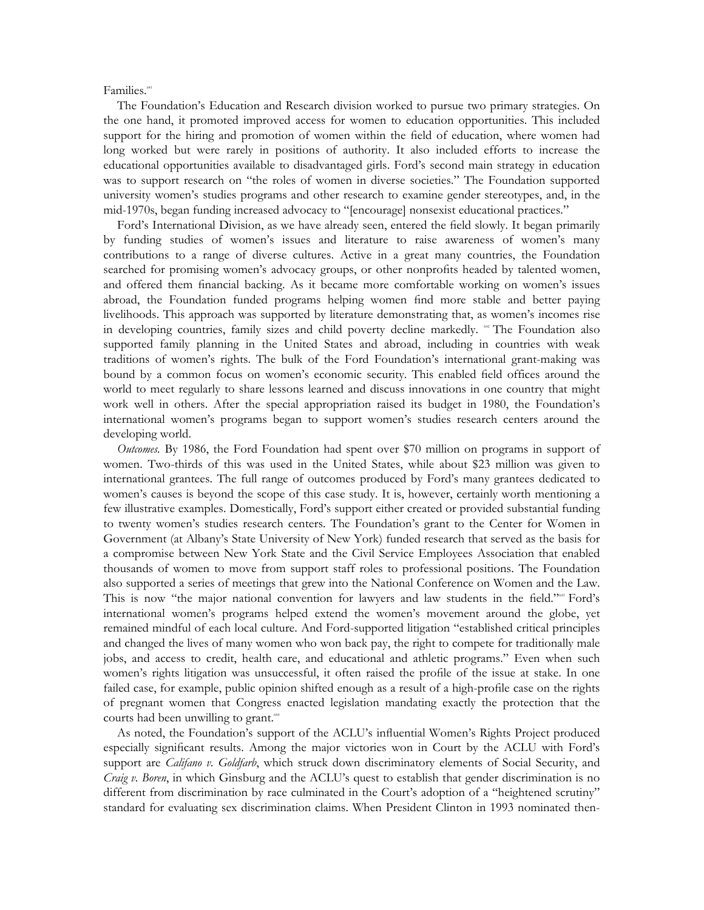Families.[641]

The Foundation's Education and Research division worked to pursue two primary strategies. On the one hand, it promoted improved access for women to education opportunities. This included support for the hiring and promotion of women within the field of education, where women had long worked but were rarely in positions of authority. It also included efforts to increase the educational opportunities available to disadvantaged girls. Ford's second main strategy in education was to support research on "the roles of women in diverse societies." The Foundation supported university women's studies programs and other research to examine gender stereotypes, and, in the mid-1970s, began funding increased advocacy to "[encourage] nonsexist educational practices."

Ford's International Division, as we have already seen, entered the field slowly. It began primarily by funding studies of women's issues and literature to raise awareness of women's many contributions to a range of diverse cultures. Active in a great many countries, the Foundation searched for promising women's advocacy groups, or other nonprofits headed by talented women, and offered them financial backing. As it became more comfortable working on women's issues abroad, the Foundation funded programs helping women find more stable and better paying livelihoods. This approach was supported by literature demonstrating that, as women's incomes rise in developing countries, family sizes and child poverty decline markedly. [642] The Foundation also supported family planning in the United States and abroad, including in countries with weak traditions of women's rights. The bulk of the Ford Foundation's international grant-making was bound by a common focus on women's economic security. This enabled field offices around the world to meet regularly to share lessons learned and discuss innovations in one country that might work well in others. After the special appropriation raised its budget in 1980, the Foundation's international women's programs began to support women's studies research centers around the developing world.

*Outcomes.* By 1986, the Ford Foundation had spent over $70 million on programs in support of women. Two-thirds of this was used in the United States, while about $23 million was given to international grantees. The full range of outcomes produced by Ford's many grantees dedicated to women's causes is beyond the scope of this case study. It is, however, certainly worth mentioning a few illustrative examples. Domestically, Ford's support either created or provided substantial funding to twenty women's studies research centers. The Foundation's grant to the Center for Women in Government (at Albany's State University of New York) funded research that served as the basis for a compromise between New York State and the Civil Service Employees Association that enabled thousands of women to move from support staff roles to professional positions. The Foundation also supported a series of meetings that grew into the National Conference on Women and the Law. This is now "the major national convention for lawyers and law students in the field."[643] Ford's international women's programs helped extend the women's movement around the globe, yet remained mindful of each local culture. And Ford-supported litigation "established critical principles and changed the lives of many women who won back pay, the right to compete for traditionally male jobs, and access to credit, health care, and educational and athletic programs." Even when such women's rights litigation was unsuccessful, it often raised the profile of the issue at stake. In one failed case, for example, public opinion shifted enough as a result of a high-profile case on the rights of pregnant women that Congress enacted legislation mandating exactly the protection that the courts had been unwilling to grant.[644]

As noted, the Foundation's support of the ACLU's influential Women's Rights Project produced especially significant results. Among the major victories won in Court by the ACLU with Ford's support are *Califano v. Goldfarb*, which struck down discriminatory elements of Social Security, and *Craig v. Boren*, in which Ginsburg and the ACLU's quest to establish that gender discrimination is no different from discrimination by race culminated in the Court's adoption of a "heightened scrutiny" standard for evaluating sex discrimination claims. When President Clinton in 1993 nominated then-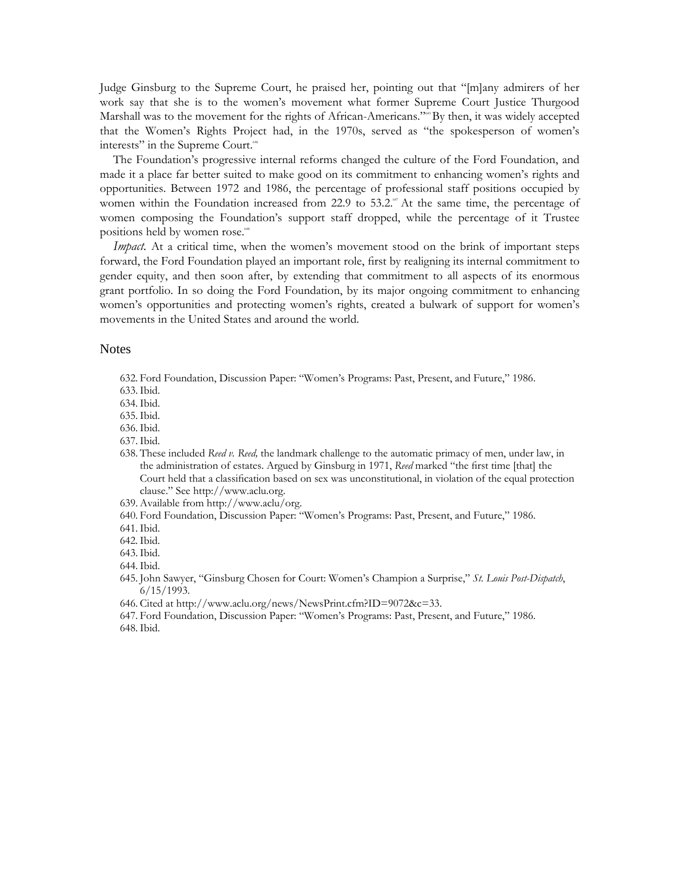Judge Ginsburg to the Supreme Court, he praised her, pointing out that "[m]any admirers of her work say that she is to the women's movement what former Supreme Court Justice Thurgood Marshall was to the movement for the rights of African-Americans."[645] By then, it was widely accepted that the Women's Rights Project had, in the 1970s, served as "the spokesperson of women's interests" in the Supreme Court.[646]

The Foundation's progressive internal reforms changed the culture of the Ford Foundation, and made it a place far better suited to make good on its commitment to enhancing women's rights and opportunities. Between 1972 and 1986, the percentage of professional staff positions occupied by women within the Foundation increased from 22.9 to 53.2.[647] At the same time, the percentage of women composing the Foundation's support staff dropped, while the percentage of it Trustee positions held by women rose.[648]

*Impact.* At a critical time, when the women's movement stood on the brink of important steps forward, the Ford Foundation played an important role, first by realigning its internal commitment to gender equity, and then soon after, by extending that commitment to all aspects of its enormous grant portfolio. In so doing the Ford Foundation, by its major ongoing commitment to enhancing women's opportunities and protecting women's rights, created a bulwark of support for women's movements in the United States and around the world.

## Notes

632. Ford Foundation, Discussion Paper: "Women's Programs: Past, Present, and Future," 1986.
633. Ibid.
634. Ibid.
635. Ibid.
636. Ibid.
637. Ibid.
638. These included *Reed v. Reed,* the landmark challenge to the automatic primacy of men, under law, in the administration of estates. Argued by Ginsburg in 1971, *Reed* marked "the first time [that] the Court held that a classification based on sex was unconstitutional, in violation of the equal protection clause." See http://www.aclu.org.
639. Available from http://www.aclu/org.
640. Ford Foundation, Discussion Paper: "Women's Programs: Past, Present, and Future," 1986.
641. Ibid.
642. Ibid.
643. Ibid.
644. Ibid.
645. John Sawyer, "Ginsburg Chosen for Court: Women's Champion a Surprise," *St. Louis Post-Dispatch*, 6/15/1993.
646. Cited at http://www.aclu.org/news/NewsPrint.cfm?ID=9072&c=33.
647. Ford Foundation, Discussion Paper: "Women's Programs: Past, Present, and Future," 1986.
648. Ibid.